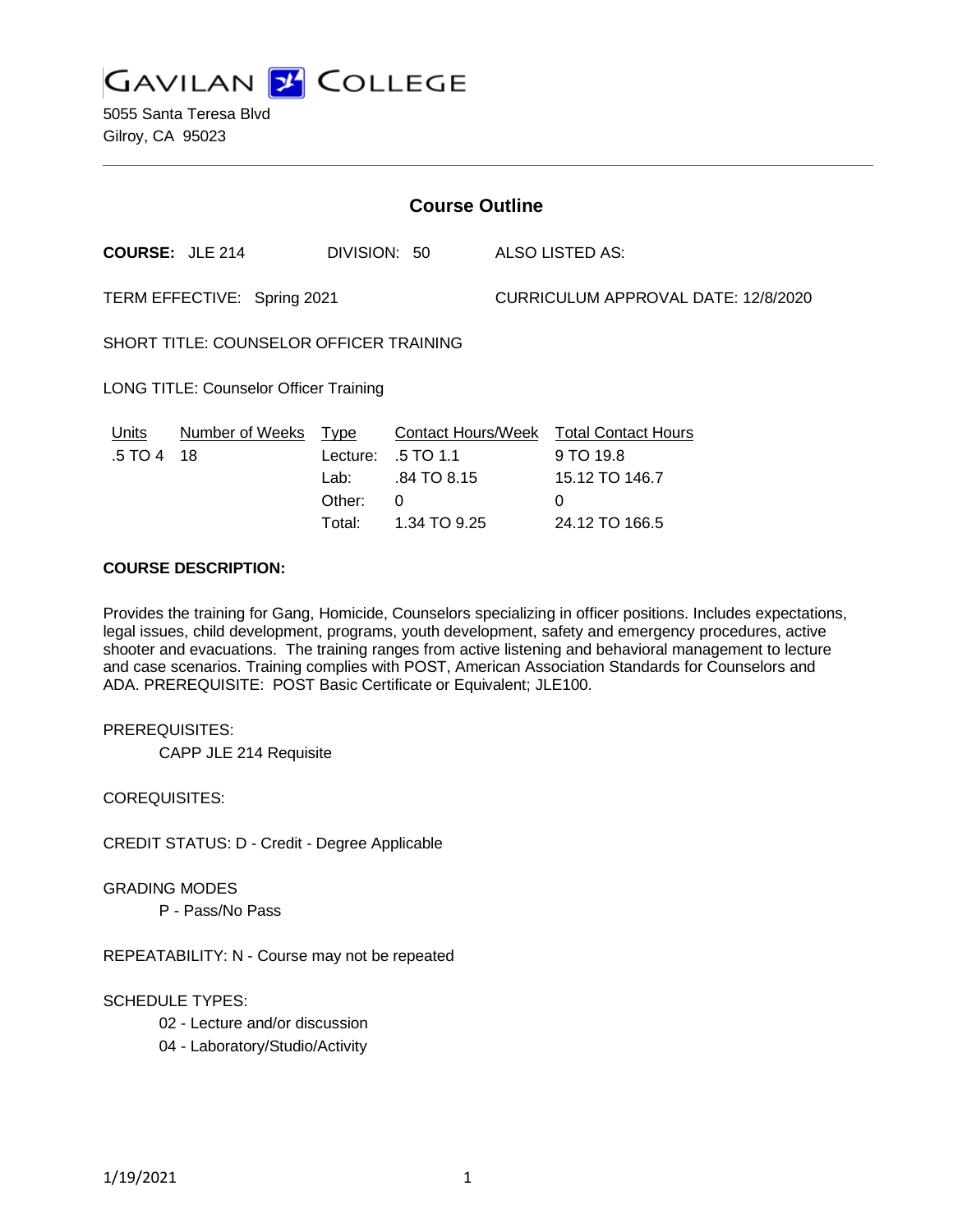# GAVILAN COLLEGE

5055 Santa Teresa Blvd
Gilroy, CA 95023

## Course Outline

**COURSE:** JLE 214 DIVISION: 50 ALSO LISTED AS:

TERM EFFECTIVE: Spring 2021 CURRICULUM APPROVAL DATE: 12/8/2020

SHORT TITLE: COUNSELOR OFFICER TRAINING

LONG TITLE: Counselor Officer Training

| Units | Number of Weeks | Type | Contact Hours/Week | Total Contact Hours |
|---|---|---|---|---|
| .5 TO 4 | 18 | Lecture: | .5 TO 1.1 | 9 TO 19.8 |
| | | Lab: | .84 TO 8.15 | 15.12 TO 146.7 |
| | | Other: | 0 | 0 |
| | | Total: | 1.34 TO 9.25 | 24.12 TO 166.5 |

**COURSE DESCRIPTION:**

Provides the training for Gang, Homicide, Counselors specializing in officer positions. Includes expectations, legal issues, child development, programs, youth development, safety and emergency procedures, active shooter and evacuations. The training ranges from active listening and behavioral management to lecture and case scenarios. Training complies with POST, American Association Standards for Counselors and ADA. PREREQUISITE: POST Basic Certificate or Equivalent; JLE100.

PREREQUISITES:

CAPP JLE 214 Requisite

COREQUISITES:

CREDIT STATUS: D - Credit - Degree Applicable

GRADING MODES

P - Pass/No Pass

REPEATABILITY: N - Course may not be repeated

SCHEDULE TYPES:

02 - Lecture and/or discussion

04 - Laboratory/Studio/Activity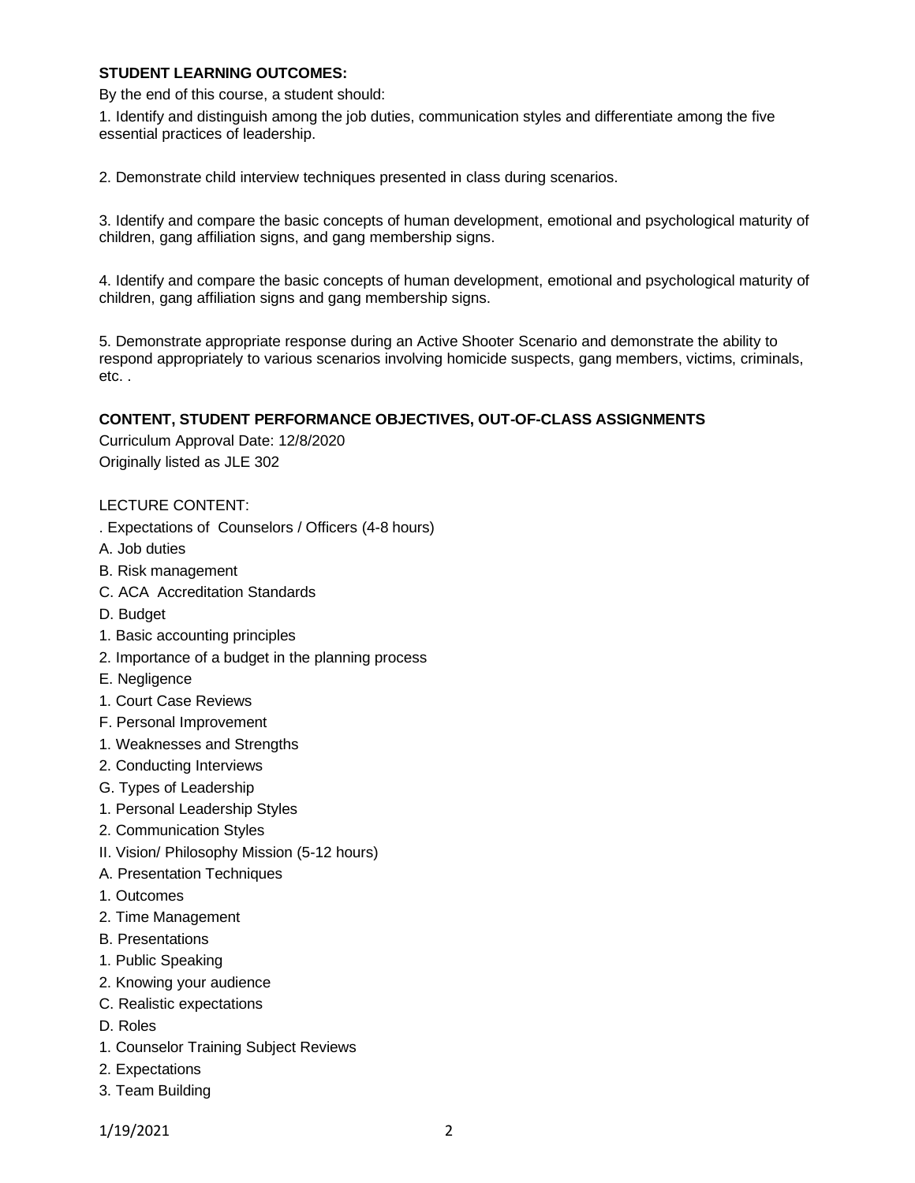**STUDENT LEARNING OUTCOMES:**

By the end of this course, a student should:

1. Identify and distinguish among the job duties, communication styles and differentiate among the five essential practices of leadership.

2. Demonstrate child interview techniques presented in class during scenarios.

3. Identify and compare the basic concepts of human development, emotional and psychological maturity of children, gang affiliation signs, and gang membership signs.

4. Identify and compare the basic concepts of human development, emotional and psychological maturity of children, gang affiliation signs and gang membership signs.

5. Demonstrate appropriate response during an Active Shooter Scenario and demonstrate the ability to respond appropriately to various scenarios involving homicide suspects, gang members, victims, criminals, etc. .

**CONTENT, STUDENT PERFORMANCE OBJECTIVES, OUT-OF-CLASS ASSIGNMENTS**

Curriculum Approval Date: 12/8/2020

Originally listed as JLE 302

LECTURE CONTENT:

. Expectations of Counselors / Officers (4-8 hours)

A. Job duties

B. Risk management

C. ACA Accreditation Standards

D. Budget

1. Basic accounting principles

2. Importance of a budget in the planning process

E. Negligence

1. Court Case Reviews

F. Personal Improvement

1. Weaknesses and Strengths

2. Conducting Interviews

G. Types of Leadership

1. Personal Leadership Styles

2. Communication Styles

II. Vision/ Philosophy Mission (5-12 hours)

A. Presentation Techniques

1. Outcomes

2. Time Management

B. Presentations

1. Public Speaking

2. Knowing your audience

C. Realistic expectations

D. Roles

1. Counselor Training Subject Reviews

2. Expectations

3. Team Building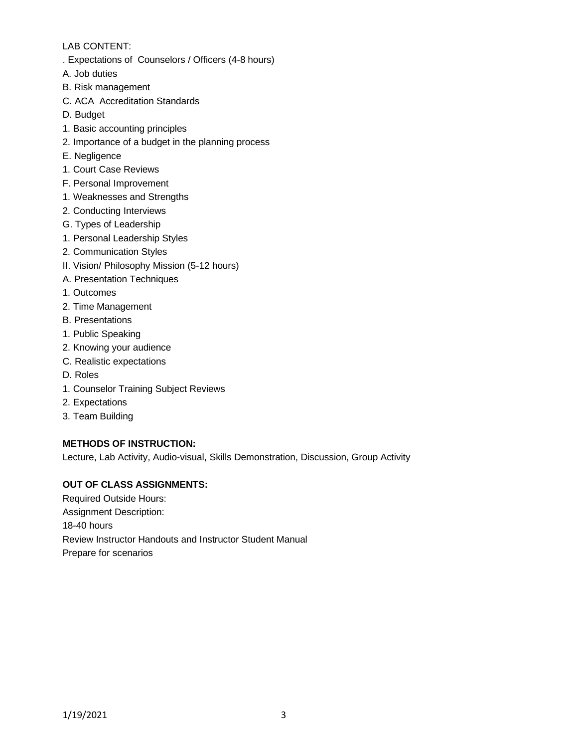LAB CONTENT:

. Expectations of Counselors / Officers (4-8 hours)

A. Job duties

B. Risk management

C. ACA Accreditation Standards

D. Budget

1. Basic accounting principles

2. Importance of a budget in the planning process

E. Negligence

1. Court Case Reviews

F. Personal Improvement

1. Weaknesses and Strengths

2. Conducting Interviews

G. Types of Leadership

1. Personal Leadership Styles

2. Communication Styles

II. Vision/ Philosophy Mission (5-12 hours)

A. Presentation Techniques

1. Outcomes

2. Time Management

B. Presentations

1. Public Speaking

2. Knowing your audience

C. Realistic expectations

D. Roles

1. Counselor Training Subject Reviews

2. Expectations

3. Team Building

**METHODS OF INSTRUCTION:**

Lecture, Lab Activity, Audio-visual, Skills Demonstration, Discussion, Group Activity

**OUT OF CLASS ASSIGNMENTS:**

Required Outside Hours:

Assignment Description:

18-40 hours

Review Instructor Handouts and Instructor Student Manual

Prepare for scenarios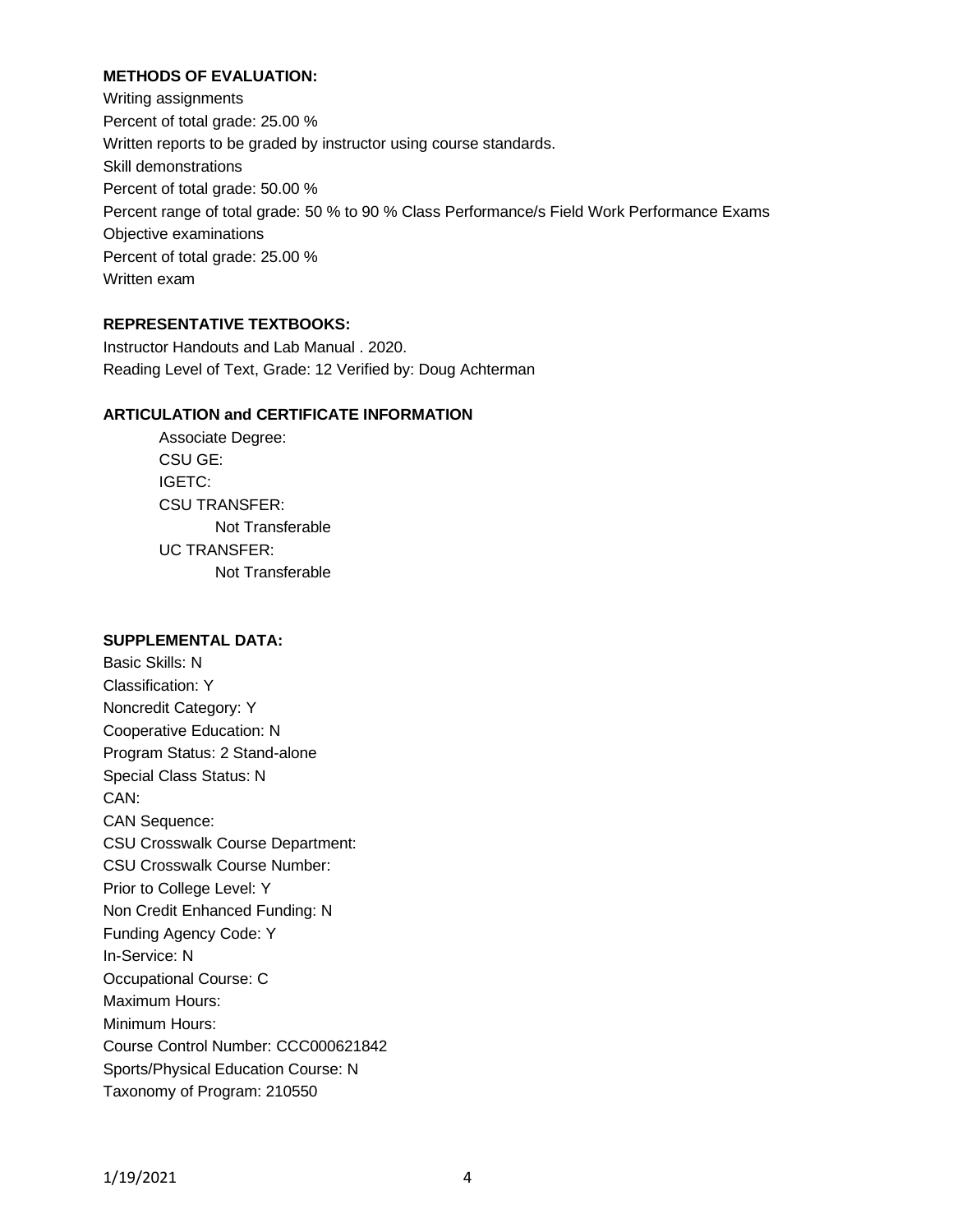**METHODS OF EVALUATION:**

Writing assignments
Percent of total grade: 25.00 %
Written reports to be graded by instructor using course standards.
Skill demonstrations
Percent of total grade: 50.00 %
Percent range of total grade: 50 % to 90 % Class Performance/s Field Work Performance Exams
Objective examinations
Percent of total grade: 25.00 %
Written exam

**REPRESENTATIVE TEXTBOOKS:**

Instructor Handouts and Lab Manual . 2020.
Reading Level of Text, Grade: 12 Verified by: Doug Achterman

**ARTICULATION and CERTIFICATE INFORMATION**

Associate Degree:
CSU GE:
IGETC:
CSU TRANSFER:
Not Transferable
UC TRANSFER:
Not Transferable

**SUPPLEMENTAL DATA:**

Basic Skills: N
Classification: Y
Noncredit Category: Y
Cooperative Education: N
Program Status: 2 Stand-alone
Special Class Status: N
CAN:
CAN Sequence:
CSU Crosswalk Course Department:
CSU Crosswalk Course Number:
Prior to College Level: Y
Non Credit Enhanced Funding: N
Funding Agency Code: Y
In-Service: N
Occupational Course: C
Maximum Hours:
Minimum Hours:
Course Control Number: CCC000621842
Sports/Physical Education Course: N
Taxonomy of Program: 210550